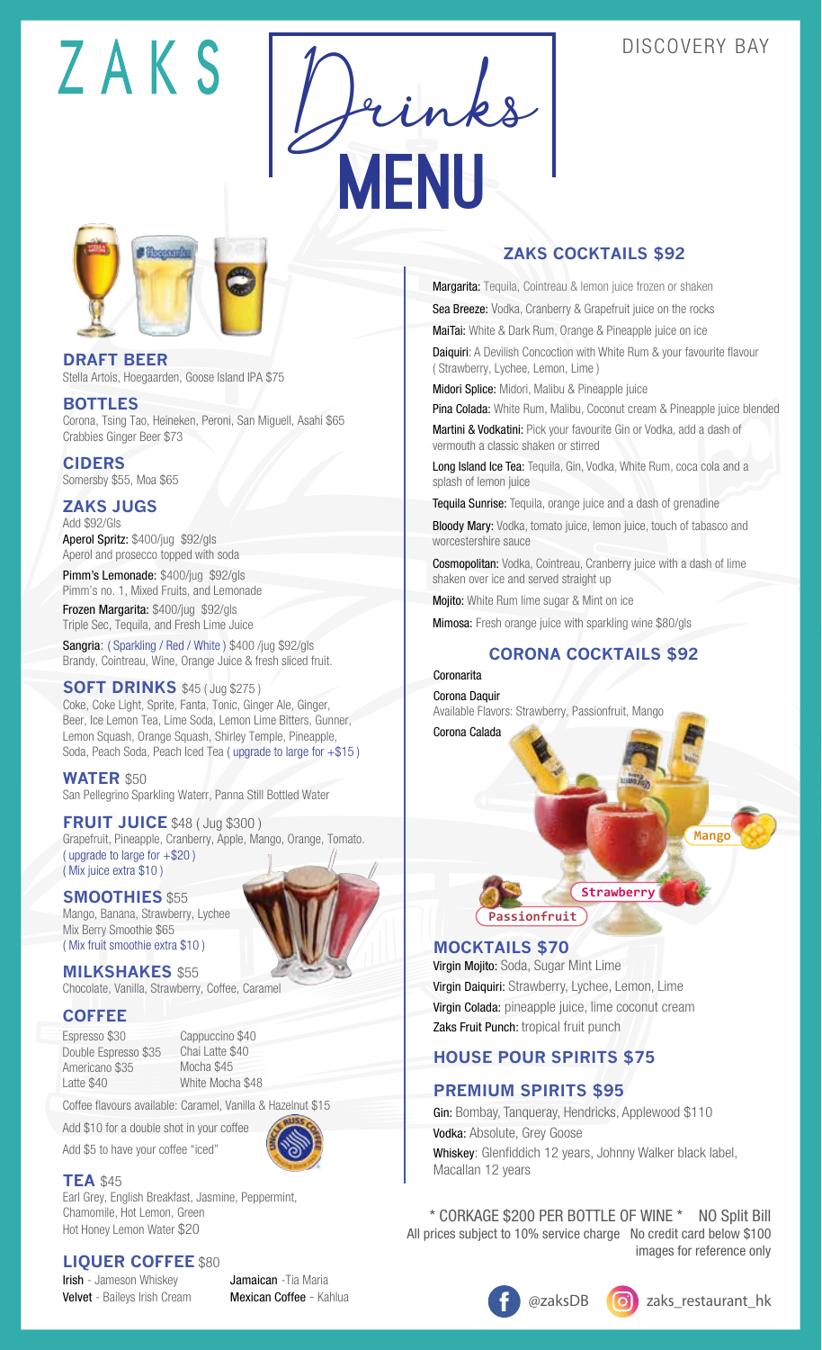# ZAKS Drinks MENU

DISCOVERY BAY

## DRAFT BEER
Stella Artois, Hoegaarden, Goose Island IPA $75

## BOTTLES
Corona, Tsing Tao, Heineken, Peroni, San Miguell, Asahi $65
Crabbies Ginger Beer $73

## CIDERS
Somersby $55, Moa $65

## ZAKS JUGS
Add $92/Gls

**Aperol Spritz:** $400/jug $92/gls
Aperol and prosecco topped with soda

**Pimm's Lemonade:** $400/jug $92/gls
Pimm's no. 1, Mixed Fruits, and Lemonade

**Frozen Margarita:** $400/jug $92/gls
Triple Sec, Tequila, and Fresh Lime Juice

**Sangria:** ( Sparkling / Red / White ) $400 /jug $92/gls
Brandy, Cointreau, Wine, Orange Juice & fresh sliced fruit.

## SOFT DRINKS $45 ( Jug $275 )
Coke, Coke Light, Sprite, Fanta, Tonic, Ginger Ale, Ginger, Beer, Ice Lemon Tea, Lime Soda, Lemon Lime Bitters, Gunner, Lemon Squash, Orange Squash, Shirley Temple, Pineapple, Soda, Peach Soda, Peach Iced Tea ( upgrade to large for +$15 )

## WATER $50
San Pellegrino Sparkling Waterr, Panna Still Bottled Water

## FRUIT JUICE $48 ( Jug $300 )
Grapefruit, Pineapple, Cranberry, Apple, Mango, Orange, Tomato.
( upgrade to large for +$20 )
( Mix juice extra $10 )

## SMOOTHIES $55
Mango, Banana, Strawberry, Lychee
Mix Berry Smoothie $65
( Mix fruit smoothie extra $10 )

## MILKSHAKES $55
Chocolate, Vanilla, Strawberry, Coffee, Caramel

## COFFEE
Espresso $30
Double Espresso $35
Americano $35
Latte $40
Cappuccino $40
Chai Latte $40
Mocha $45
White Mocha $48

Coffee flavours available: Caramel, Vanilla & Hazelnut $15

Add $10 for a double shot in your coffee

Add $5 to have your coffee "iced"

## TEA $45
Earl Grey, English Breakfast, Jasmine, Peppermint, Chamomile, Hot Lemon, Green
Hot Honey Lemon Water $20

## LIQUER COFFEE $80
**Irish** - Jameson Whiskey
**Velvet** - Baileys Irish Cream
**Jamaican** -Tia Maria
**Mexican Coffee** - Kahlua

## ZAKS COCKTAILS $92

**Margarita:** Tequila, Cointreau & lemon juice frozen or shaken

**Sea Breeze:** Vodka, Cranberry & Grapefruit juice on the rocks

**MaiTai:** White & Dark Rum, Orange & Pineapple juice on ice

**Daiquiri**: A Devilish Concoction with White Rum & your favourite flavour ( Strawberry, Lychee, Lemon, Lime )

**Midori Splice:** Midori, Malibu & Pineapple juice

**Pina Colada:** White Rum, Malibu, Coconut cream & Pineapple juice blended

**Martini & Vodkatini:** Pick your favourite Gin or Vodka, add a dash of vermouth a classic shaken or stirred

**Long Island Ice Tea:** Tequila, Gin, Vodka, White Rum, coca cola and a splash of lemon juice

**Tequila Sunrise:** Tequila, orange juice and a dash of grenadine

**Bloody Mary:** Vodka, tomato juice, lemon juice, touch of tabasco and worcestershire sauce

**Cosmopolitan:** Vodka, Cointreau, Cranberry juice with a dash of lime shaken over ice and served straight up

**Mojito:** White Rum lime sugar & Mint on ice

**Mimosa:** Fresh orange juice with sparkling wine $80/gls

## CORONA COCKTAILS $92

Coronarita

Corona Daquir
Available Flavors: Strawberry, Passionfruit, Mango

Corona Calada

Mango
Strawberry
Passionfruit

## MOCKTAILS $70
**Virgin Mojito:** Soda, Sugar Mint Lime
**Virgin Daiquiri:** Strawberry, Lychee, Lemon, Lime
**Virgin Colada:** pineapple juice, lime coconut cream
**Zaks Fruit Punch:** tropical fruit punch

## HOUSE POUR SPIRITS $75

## PREMIUM SPIRITS $95
**Gin:** Bombay, Tanqueray, Hendricks, Applewood $110
**Vodka:** Absolute, Grey Goose
**Whiskey**: Glenfiddich 12 years, Johnny Walker black label, Macallan 12 years

* CORKAGE $200 PER BOTTLE OF WINE * NO Split Bill
All prices subject to 10% service charge No credit card below $100
images for reference only

@zaksDB zaks_restaurant_hk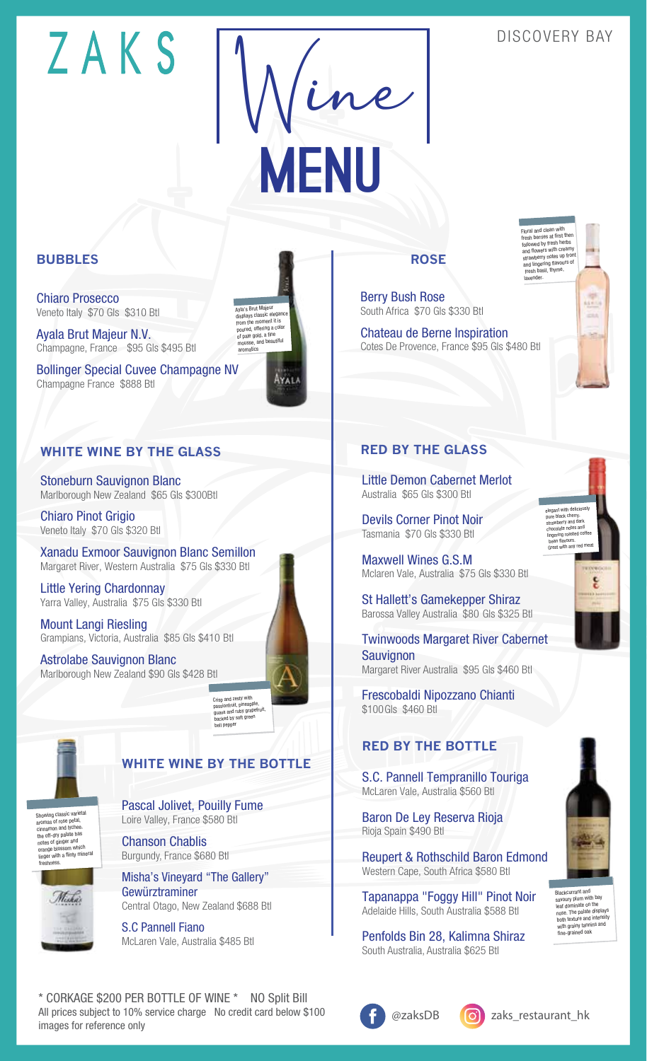# ZAKS

DISCOVERY BAY

# Wine MENU

## BUBBLES

Chiaro Prosecco
Veneto Italy $70 Gls $310 Btl

Ayala Brut Majeur N.V.
Champagne, France $95 Gls $495 Btl

Bollinger Special Cuvee Champagne NV
Champagne France $888 Btl

Ayla's Brut Majeur displays classic elegance from the moment it is poured, offering a color of pale gold, a fine mousse, and beautiful aromatics

## ROSE

Berry Bush Rose
South Africa $70 Gls $330 Btl

Chateau de Berne Inspiration
Cotes De Provence, France $95 Gls $480 Btl

Floral and clean with fresh berries at first then followed by fresh herbs and flowers with creamy strawberry notes up front and lingering flavours of fresh basil, thyme, lavender.

## WHITE WINE BY THE GLASS

Stoneburn Sauvignon Blanc
Marlborough New Zealand $65 Gls $300Btl

Chiaro Pinot Grigio
Veneto Italy $70 Gls $320 Btl

Xanadu Exmoor Sauvignon Blanc Semillon
Margaret River, Western Australia $75 Gls $330 Btl

Little Yering Chardonnay
Yarra Valley, Australia $75 Gls $330 Btl

Mount Langi Riesling
Grampians, Victoria, Australia $85 Gls $410 Btl

Astrolabe Sauvignon Blanc
Marlborough New Zealand $90 Gls $428 Btl

Crisp and zesty with passionfruit, pineapple, guava and ruby grapefruit, backed by soft green bell pepper

## RED BY THE GLASS

Little Demon Cabernet Merlot
Australia $65 Gls $300 Btl

Devils Corner Pinot Noir
Tasmania $70 Gls $330 Btl

Maxwell Wines G.S.M
Mclaren Vale, Australia $75 Gls $330 Btl

St Hallett's Gamekepper Shiraz
Barossa Valley Australia $80 Gls $325 Btl

Twinwoods Margaret River Cabernet Sauvignon
Margaret River Australia $95 Gls $460 Btl

Frescobaldi Nipozzano Chianti
$100Gls $460 Btl

elegant with deliciously pure black cherry, strawberry and dark chocolate notes and lingering roasted coffee bean flavours. Great with any red meat

## WHITE WINE BY THE BOTTLE

Pascal Jolivet, Pouilly Fume
Loire Valley, France $580 Btl

Chanson Chablis
Burgundy, France $680 Btl

Misha's Vineyard "The Gallery" Gewürztraminer
Central Otago, New Zealand $688 Btl

S.C Pannell Fiano
McLaren Vale, Australia $485 Btl

Showing classic varietal aromas of rose petal, cinnamon and lychee, the off-dry palate has notes of ginger and orange blossom which linger with a flinty mineral freshness.

## RED BY THE BOTTLE

S.C. Pannell Tempranillo Touriga
McLaren Vale, Australia $560 Btl

Baron De Ley Reserva Rioja
Rioja Spain $490 Btl

Reupert & Rothschild Baron Edmond
Western Cape, South Africa $580 Btl

Tapanappa "Foggy Hill" Pinot Noir
Adelaide Hills, South Australia $588 Btl

Penfolds Bin 28, Kalimna Shiraz
South Australia, Australia $625 Btl

Blackcurrant and savoury plum with bay leaf dominate on the nose. The palate displays both texture and intensity with grainy tannins and fine-grained oak

\* CORKAGE $200 PER BOTTLE OF WINE \* NO Split Bill
All prices subject to 10% service charge No credit card below $100
images for reference only

@zaksDB zaks_restaurant_hk